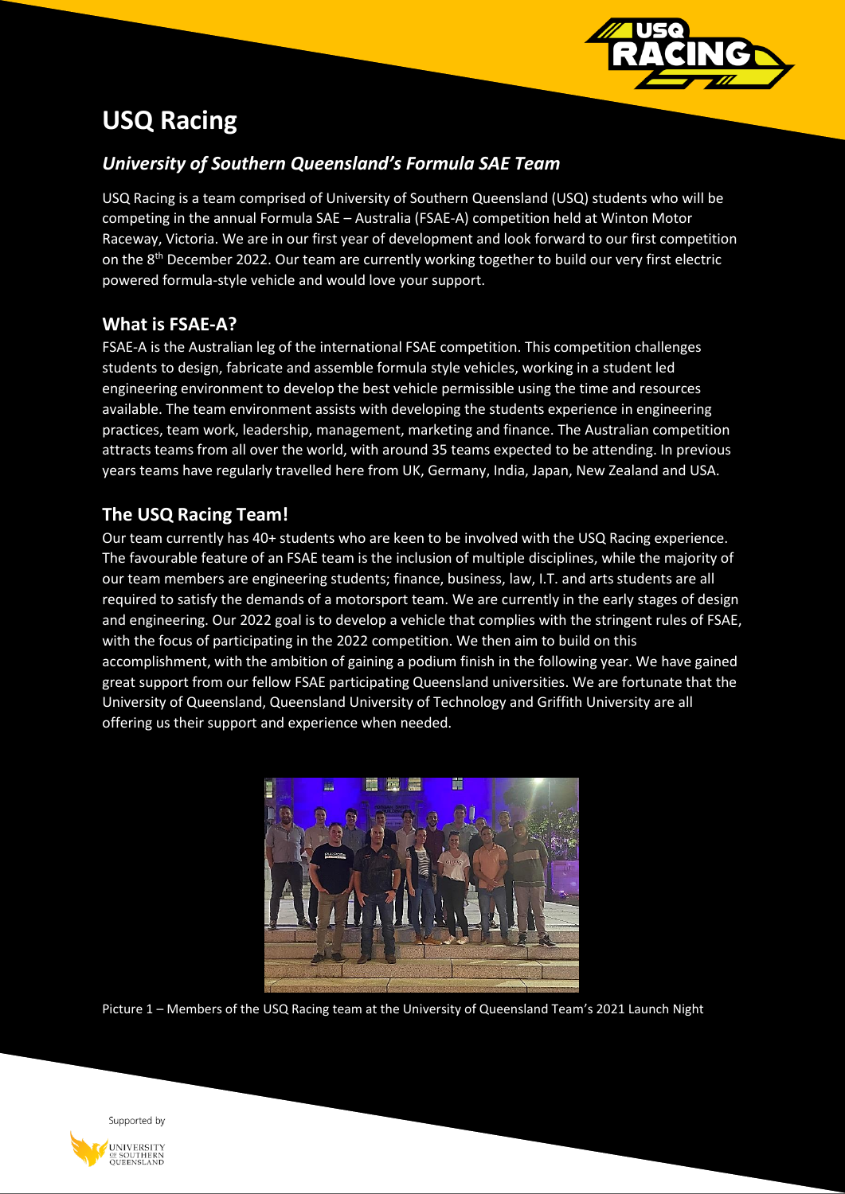# USQ Racing

### *University of Southern Queensland's Formula SAE Team*

USQ Racing is a team comprised of University of Southern Queensland (USQ) students who will be competing in the annual Formula SAE – Australia (FSAE-A) competition held at Winton Motor Raceway, Victoria. We are in our first year of development and look forward to our first competition on the 8th December 2022. Our team are currently working together to build our very first electric powered formula-style vehicle and would love your support.

## What is FSAE-A?

FSAE-A is the Australian leg of the international FSAE competition. This competition challenges students to design, fabricate and assemble formula style vehicles, working in a student led engineering environment to develop the best vehicle permissible using the time and resources available. The team environment assists with developing the students experience in engineering practices, team work, leadership, management, marketing and finance. The Australian competition attracts teams from all over the world, with around 35 teams expected to be attending. In previous years teams have regularly travelled here from UK, Germany, India, Japan, New Zealand and USA.

## The USQ Racing Team!

Our team currently has 40+ students who are keen to be involved with the USQ Racing experience. The favourable feature of an FSAE team is the inclusion of multiple disciplines, while the majority of our team members are engineering students; finance, business, law, I.T. and arts students are all required to satisfy the demands of a motorsport team. We are currently in the early stages of design and engineering. Our 2022 goal is to develop a vehicle that complies with the stringent rules of FSAE, with the focus of participating in the 2022 competition. We then aim to build on this accomplishment, with the ambition of gaining a podium finish in the following year. We have gained great support from our fellow FSAE participating Queensland universities. We are fortunate that the University of Queensland, Queensland University of Technology and Griffith University are all offering us their support and experience when needed.

Picture 1 – Members of the USQ Racing team at the University of Queensland Team's 2021 Launch Night

Supported by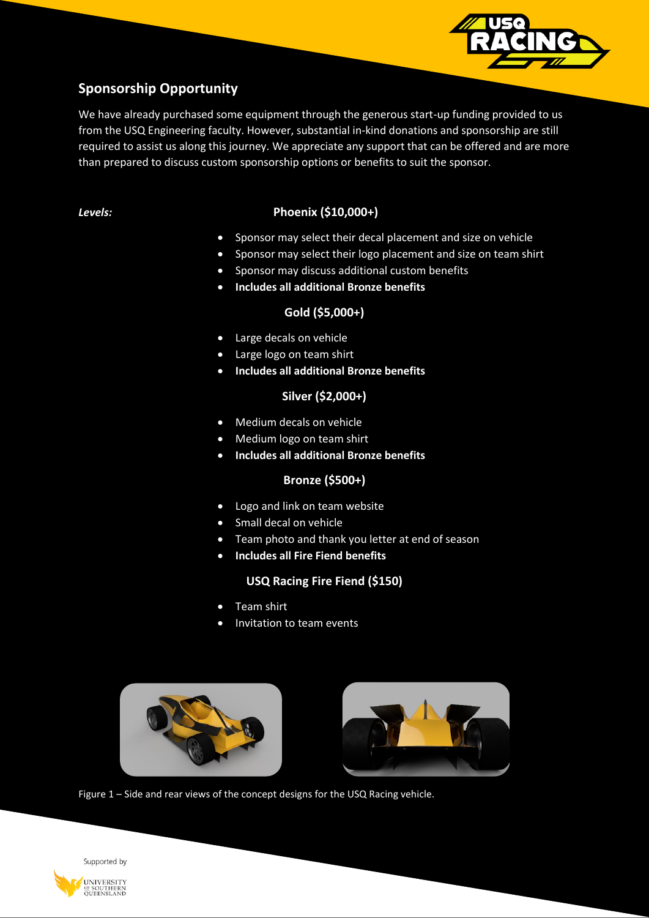## Sponsorship Opportunity

We have already purchased some equipment through the generous start-up funding provided to us from the USQ Engineering faculty. However, substantial in-kind donations and sponsorship are still required to assist us along this journey. We appreciate any support that can be offered and are more than prepared to discuss custom sponsorship options or benefits to suit the sponsor.

***Levels:***

**Phoenix ($10,000+)**

- Sponsor may select their decal placement and size on vehicle
- Sponsor may select their logo placement and size on team shirt
- Sponsor may discuss additional custom benefits
- **Includes all additional Bronze benefits**

**Gold ($5,000+)**

- Large decals on vehicle
- Large logo on team shirt
- **Includes all additional Bronze benefits**

**Silver ($2,000+)**

- Medium decals on vehicle
- Medium logo on team shirt
- **Includes all additional Bronze benefits**

**Bronze ($500+)**

- Logo and link on team website
- Small decal on vehicle
- Team photo and thank you letter at end of season
- **Includes all Fire Fiend benefits**

**USQ Racing Fire Fiend ($150)**

- Team shirt
- Invitation to team events

Figure 1 – Side and rear views of the concept designs for the USQ Racing vehicle.

Supported by

UNIVERSITY OF SOUTHERN QUEENSLAND